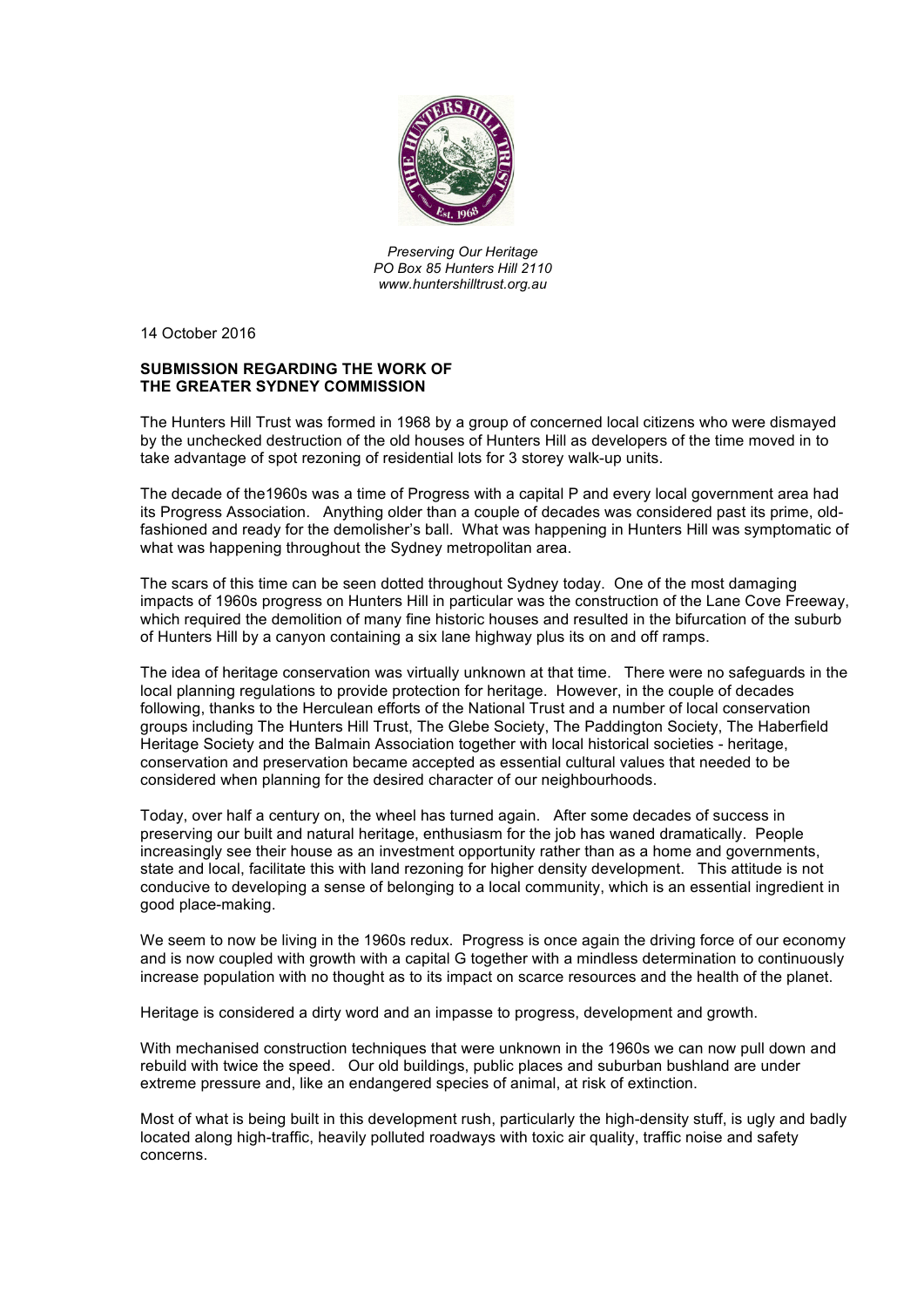*Preserving Our Heritage*
*PO Box 85 Hunters Hill 2110*
*www.huntershilltrust.org.au*

14 October 2016

**SUBMISSION REGARDING THE WORK OF THE GREATER SYDNEY COMMISSION**

The Hunters Hill Trust was formed in 1968 by a group of concerned local citizens who were dismayed by the unchecked destruction of the old houses of Hunters Hill as developers of the time moved in to take advantage of spot rezoning of residential lots for 3 storey walk-up units.

The decade of the1960s was a time of Progress with a capital P and every local government area had its Progress Association. Anything older than a couple of decades was considered past its prime, old-fashioned and ready for the demolisher's ball. What was happening in Hunters Hill was symptomatic of what was happening throughout the Sydney metropolitan area.

The scars of this time can be seen dotted throughout Sydney today. One of the most damaging impacts of 1960s progress on Hunters Hill in particular was the construction of the Lane Cove Freeway, which required the demolition of many fine historic houses and resulted in the bifurcation of the suburb of Hunters Hill by a canyon containing a six lane highway plus its on and off ramps.

The idea of heritage conservation was virtually unknown at that time. There were no safeguards in the local planning regulations to provide protection for heritage. However, in the couple of decades following, thanks to the Herculean efforts of the National Trust and a number of local conservation groups including The Hunters Hill Trust, The Glebe Society, The Paddington Society, The Haberfield Heritage Society and the Balmain Association together with local historical societies - heritage, conservation and preservation became accepted as essential cultural values that needed to be considered when planning for the desired character of our neighbourhoods.

Today, over half a century on, the wheel has turned again. After some decades of success in preserving our built and natural heritage, enthusiasm for the job has waned dramatically. People increasingly see their house as an investment opportunity rather than as a home and governments, state and local, facilitate this with land rezoning for higher density development. This attitude is not conducive to developing a sense of belonging to a local community, which is an essential ingredient in good place-making.

We seem to now be living in the 1960s redux. Progress is once again the driving force of our economy and is now coupled with growth with a capital G together with a mindless determination to continuously increase population with no thought as to its impact on scarce resources and the health of the planet.

Heritage is considered a dirty word and an impasse to progress, development and growth.

With mechanised construction techniques that were unknown in the 1960s we can now pull down and rebuild with twice the speed. Our old buildings, public places and suburban bushland are under extreme pressure and, like an endangered species of animal, at risk of extinction.

Most of what is being built in this development rush, particularly the high-density stuff, is ugly and badly located along high-traffic, heavily polluted roadways with toxic air quality, traffic noise and safety concerns.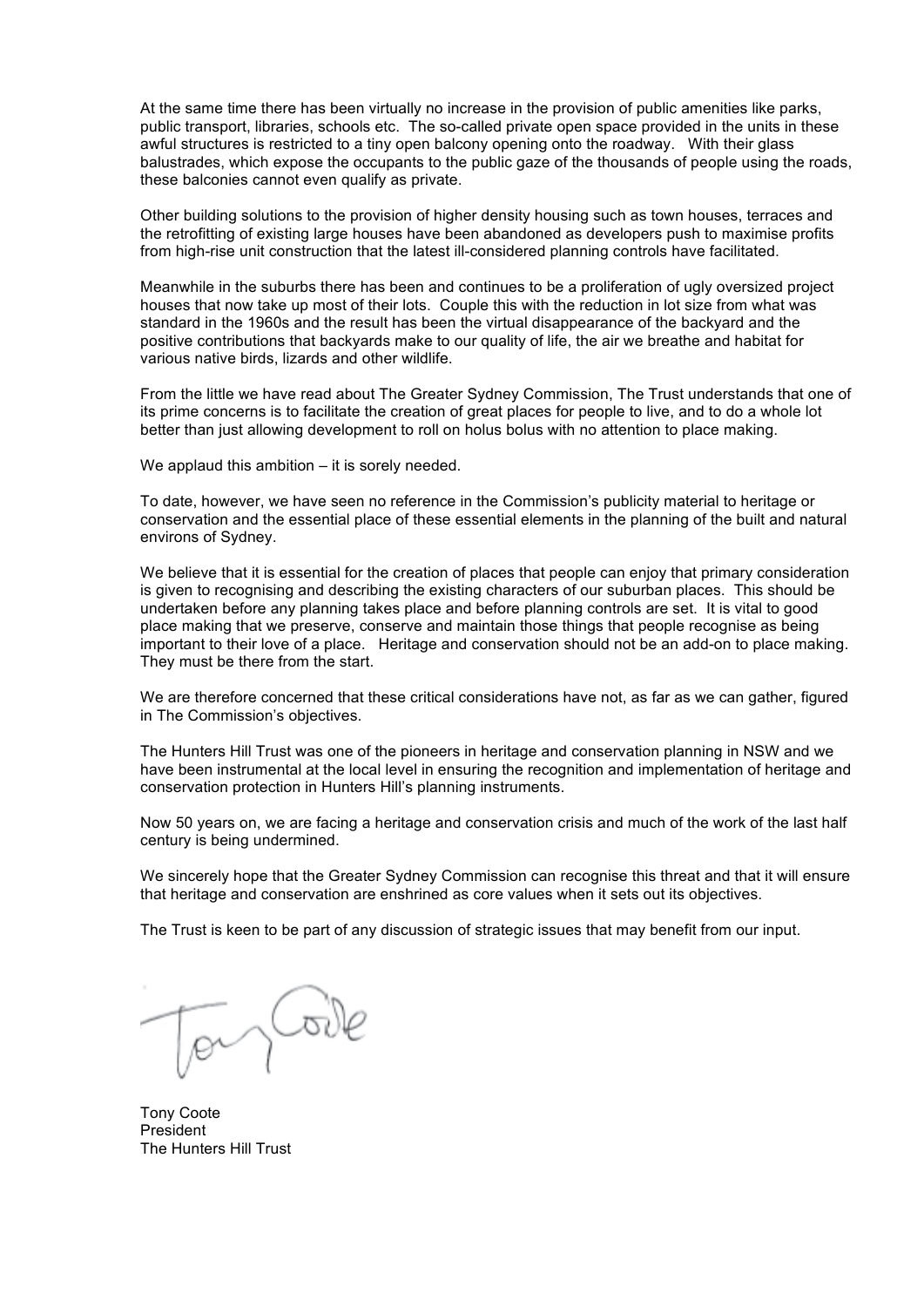At the same time there has been virtually no increase in the provision of public amenities like parks, public transport, libraries, schools etc. The so-called private open space provided in the units in these awful structures is restricted to a tiny open balcony opening onto the roadway. With their glass balustrades, which expose the occupants to the public gaze of the thousands of people using the roads, these balconies cannot even qualify as private.

Other building solutions to the provision of higher density housing such as town houses, terraces and the retrofitting of existing large houses have been abandoned as developers push to maximise profits from high-rise unit construction that the latest ill-considered planning controls have facilitated.

Meanwhile in the suburbs there has been and continues to be a proliferation of ugly oversized project houses that now take up most of their lots. Couple this with the reduction in lot size from what was standard in the 1960s and the result has been the virtual disappearance of the backyard and the positive contributions that backyards make to our quality of life, the air we breathe and habitat for various native birds, lizards and other wildlife.

From the little we have read about The Greater Sydney Commission, The Trust understands that one of its prime concerns is to facilitate the creation of great places for people to live, and to do a whole lot better than just allowing development to roll on holus bolus with no attention to place making.

We applaud this ambition – it is sorely needed.

To date, however, we have seen no reference in the Commission's publicity material to heritage or conservation and the essential place of these essential elements in the planning of the built and natural environs of Sydney.

We believe that it is essential for the creation of places that people can enjoy that primary consideration is given to recognising and describing the existing characters of our suburban places. This should be undertaken before any planning takes place and before planning controls are set. It is vital to good place making that we preserve, conserve and maintain those things that people recognise as being important to their love of a place. Heritage and conservation should not be an add-on to place making. They must be there from the start.

We are therefore concerned that these critical considerations have not, as far as we can gather, figured in The Commission's objectives.

The Hunters Hill Trust was one of the pioneers in heritage and conservation planning in NSW and we have been instrumental at the local level in ensuring the recognition and implementation of heritage and conservation protection in Hunters Hill's planning instruments.

Now 50 years on, we are facing a heritage and conservation crisis and much of the work of the last half century is being undermined.

We sincerely hope that the Greater Sydney Commission can recognise this threat and that it will ensure that heritage and conservation are enshrined as core values when it sets out its objectives.

The Trust is keen to be part of any discussion of strategic issues that may benefit from our input.

Tony Coote
President
The Hunters Hill Trust